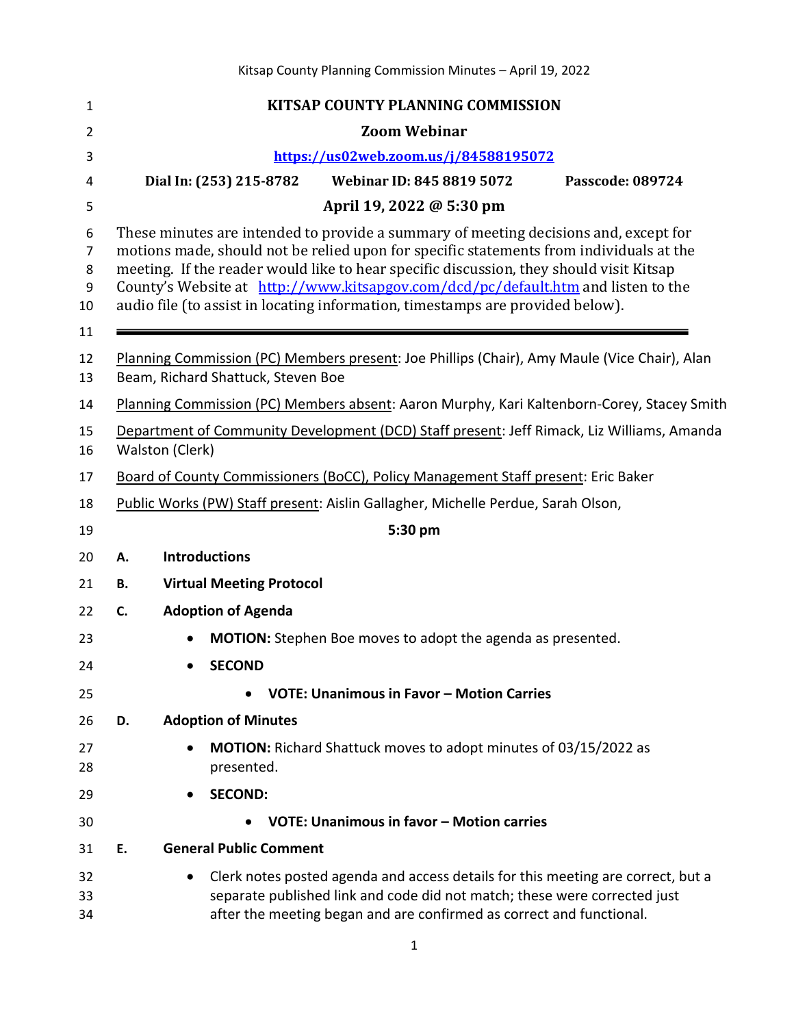# KITSAP COUNTY PLANNING COMMISSION

**Zoom Webinar**

**[https://us02web.zoom.us/j/84588195072](https://us02web.zoom.us/j/84588195072)**

**Dial In: (253) 215-8782 Webinar ID: 845 8819 5072 Passcode: 089724**

**April 19, 2022 @ 5:30 pm**

These minutes are intended to provide a summary of meeting decisions and, except for motions made, should not be relied upon for specific statements from individuals at the meeting. If the reader would like to hear specific discussion, they should visit Kitsap County's Website at [http://www.kitsapgov.com/dcd/pc/default.htm](http://www.kitsapgov.com/dcd/pc/default.htm) and listen to the audio file (to assist in locating information, timestamps are provided below).

---

Planning Commission (PC) Members present: Joe Phillips (Chair), Amy Maule (Vice Chair), Alan Beam, Richard Shattuck, Steven Boe

Planning Commission (PC) Members absent: Aaron Murphy, Kari Kaltenborn-Corey, Stacey Smith

Department of Community Development (DCD) Staff present: Jeff Rimack, Liz Williams, Amanda Walston (Clerk)

Board of County Commissioners (BoCC), Policy Management Staff present: Eric Baker

Public Works (PW) Staff present: Aislin Gallagher, Michelle Perdue, Sarah Olson,

**5:30 pm**

**A. Introductions**

**B. Virtual Meeting Protocol**

**C. Adoption of Agenda**

- **MOTION:** Stephen Boe moves to adopt the agenda as presented.
- **SECOND**
  - **VOTE: Unanimous in Favor – Motion Carries**

**D. Adoption of Minutes**

- **MOTION:** Richard Shattuck moves to adopt minutes of 03/15/2022 as presented.
- **SECOND:**
  - **VOTE: Unanimous in favor – Motion carries**

**E. General Public Comment**

- Clerk notes posted agenda and access details for this meeting are correct, but a separate published link and code did not match; these were corrected just after the meeting began and are confirmed as correct and functional.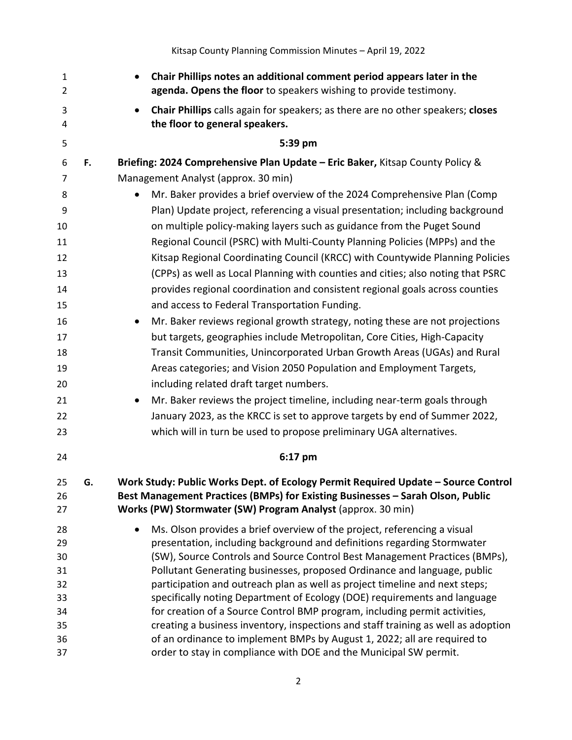- **Chair Phillips notes an additional comment period appears later in the agenda. Opens the floor** to speakers wishing to provide testimony.
- **Chair Phillips** calls again for speakers; as there are no other speakers; **closes the floor to general speakers.**

**5:39 pm**

**F. Briefing: 2024 Comprehensive Plan Update – Eric Baker,** Kitsap County Policy & Management Analyst (approx. 30 min)

- Mr. Baker provides a brief overview of the 2024 Comprehensive Plan (Comp Plan) Update project, referencing a visual presentation; including background on multiple policy-making layers such as guidance from the Puget Sound Regional Council (PSRC) with Multi-County Planning Policies (MPPs) and the Kitsap Regional Coordinating Council (KRCC) with Countywide Planning Policies (CPPs) as well as Local Planning with counties and cities; also noting that PSRC provides regional coordination and consistent regional goals across counties and access to Federal Transportation Funding.
- Mr. Baker reviews regional growth strategy, noting these are not projections but targets, geographies include Metropolitan, Core Cities, High-Capacity Transit Communities, Unincorporated Urban Growth Areas (UGAs) and Rural Areas categories; and Vision 2050 Population and Employment Targets, including related draft target numbers.
- Mr. Baker reviews the project timeline, including near-term goals through January 2023, as the KRCC is set to approve targets by end of Summer 2022, which will in turn be used to propose preliminary UGA alternatives.

**6:17 pm**

**G. Work Study: Public Works Dept. of Ecology Permit Required Update – Source Control Best Management Practices (BMPs) for Existing Businesses – Sarah Olson, Public Works (PW) Stormwater (SW) Program Analyst** (approx. 30 min)

- Ms. Olson provides a brief overview of the project, referencing a visual presentation, including background and definitions regarding Stormwater (SW), Source Controls and Source Control Best Management Practices (BMPs), Pollutant Generating businesses, proposed Ordinance and language, public participation and outreach plan as well as project timeline and next steps; specifically noting Department of Ecology (DOE) requirements and language for creation of a Source Control BMP program, including permit activities, creating a business inventory, inspections and staff training as well as adoption of an ordinance to implement BMPs by August 1, 2022; all are required to order to stay in compliance with DOE and the Municipal SW permit.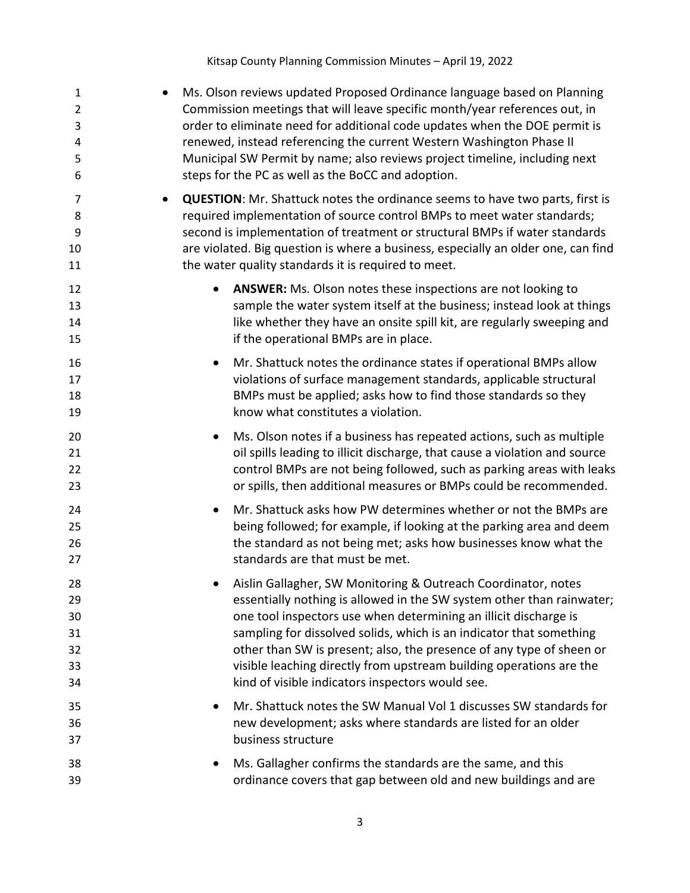- Ms. Olson reviews updated Proposed Ordinance language based on Planning Commission meetings that will leave specific month/year references out, in order to eliminate need for additional code updates when the DOE permit is renewed, instead referencing the current Western Washington Phase II Municipal SW Permit by name; also reviews project timeline, including next steps for the PC as well as the BoCC and adoption.
- **QUESTION**: Mr. Shattuck notes the ordinance seems to have two parts, first is required implementation of source control BMPs to meet water standards; second is implementation of treatment or structural BMPs if water standards are violated. Big question is where a business, especially an older one, can find the water quality standards it is required to meet.
    - **ANSWER:** Ms. Olson notes these inspections are not looking to sample the water system itself at the business; instead look at things like whether they have an onsite spill kit, are regularly sweeping and if the operational BMPs are in place.
    - Mr. Shattuck notes the ordinance states if operational BMPs allow violations of surface management standards, applicable structural BMPs must be applied; asks how to find those standards so they know what constitutes a violation.
    - Ms. Olson notes if a business has repeated actions, such as multiple oil spills leading to illicit discharge, that cause a violation and source control BMPs are not being followed, such as parking areas with leaks or spills, then additional measures or BMPs could be recommended.
    - Mr. Shattuck asks how PW determines whether or not the BMPs are being followed; for example, if looking at the parking area and deem the standard as not being met; asks how businesses know what the standards are that must be met.
    - Aislin Gallagher, SW Monitoring & Outreach Coordinator, notes essentially nothing is allowed in the SW system other than rainwater; one tool inspectors use when determining an illicit discharge is sampling for dissolved solids, which is an indicator that something other than SW is present; also, the presence of any type of sheen or visible leaching directly from upstream building operations are the kind of visible indicators inspectors would see.
    - Mr. Shattuck notes the SW Manual Vol 1 discusses SW standards for new development; asks where standards are listed for an older business structure
    - Ms. Gallagher confirms the standards are the same, and this ordinance covers that gap between old and new buildings and are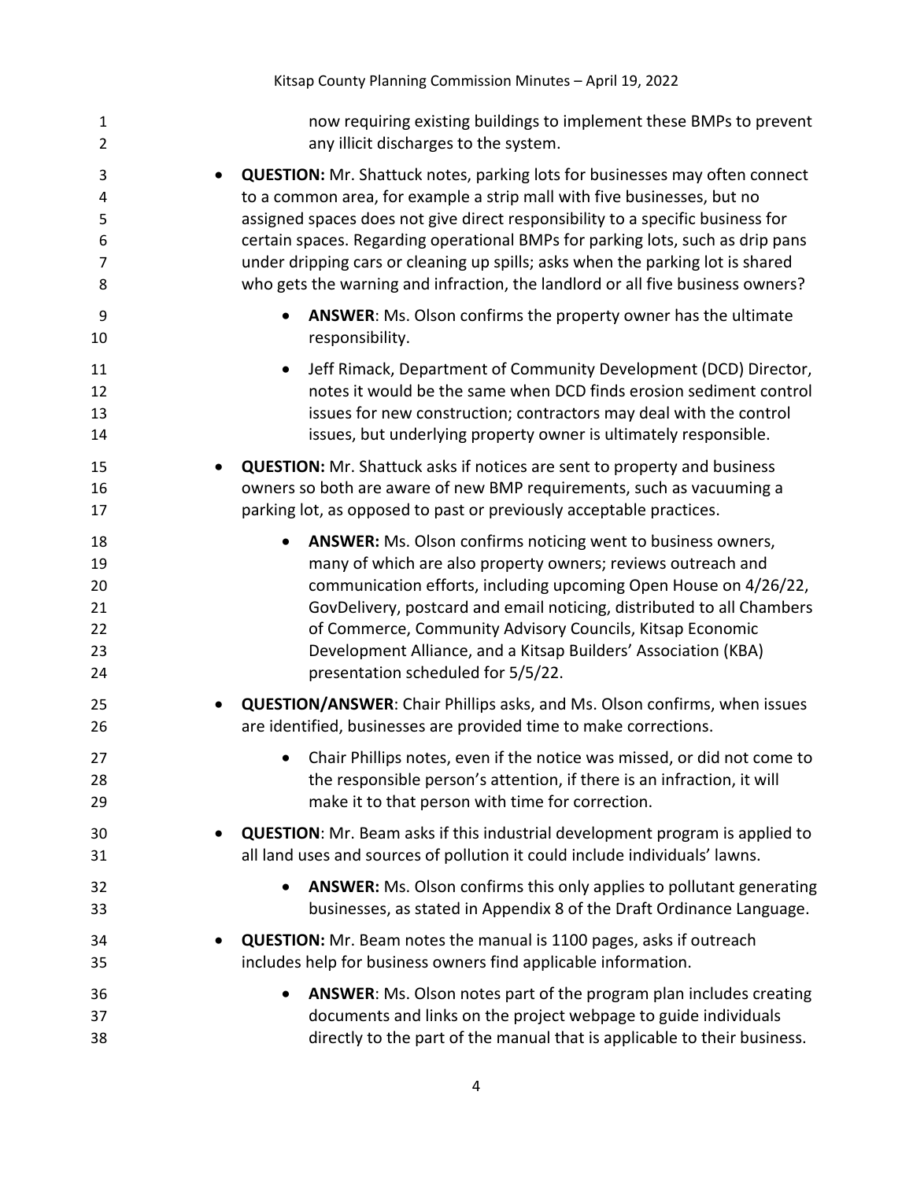now requiring existing buildings to implement these BMPs to prevent any illicit discharges to the system.

- **QUESTION:** Mr. Shattuck notes, parking lots for businesses may often connect to a common area, for example a strip mall with five businesses, but no assigned spaces does not give direct responsibility to a specific business for certain spaces. Regarding operational BMPs for parking lots, such as drip pans under dripping cars or cleaning up spills; asks when the parking lot is shared who gets the warning and infraction, the landlord or all five business owners?
    - **ANSWER**: Ms. Olson confirms the property owner has the ultimate responsibility.
    - Jeff Rimack, Department of Community Development (DCD) Director, notes it would be the same when DCD finds erosion sediment control issues for new construction; contractors may deal with the control issues, but underlying property owner is ultimately responsible.
- **QUESTION:** Mr. Shattuck asks if notices are sent to property and business owners so both are aware of new BMP requirements, such as vacuuming a parking lot, as opposed to past or previously acceptable practices.
    - **ANSWER:** Ms. Olson confirms noticing went to business owners, many of which are also property owners; reviews outreach and communication efforts, including upcoming Open House on 4/26/22, GovDelivery, postcard and email noticing, distributed to all Chambers of Commerce, Community Advisory Councils, Kitsap Economic Development Alliance, and a Kitsap Builders' Association (KBA) presentation scheduled for 5/5/22.
- **QUESTION/ANSWER**: Chair Phillips asks, and Ms. Olson confirms, when issues are identified, businesses are provided time to make corrections.
    - Chair Phillips notes, even if the notice was missed, or did not come to the responsible person's attention, if there is an infraction, it will make it to that person with time for correction.
- **QUESTION**: Mr. Beam asks if this industrial development program is applied to all land uses and sources of pollution it could include individuals' lawns.
    - **ANSWER:** Ms. Olson confirms this only applies to pollutant generating businesses, as stated in Appendix 8 of the Draft Ordinance Language.
- **QUESTION:** Mr. Beam notes the manual is 1100 pages, asks if outreach includes help for business owners find applicable information.
    - **ANSWER**: Ms. Olson notes part of the program plan includes creating documents and links on the project webpage to guide individuals directly to the part of the manual that is applicable to their business.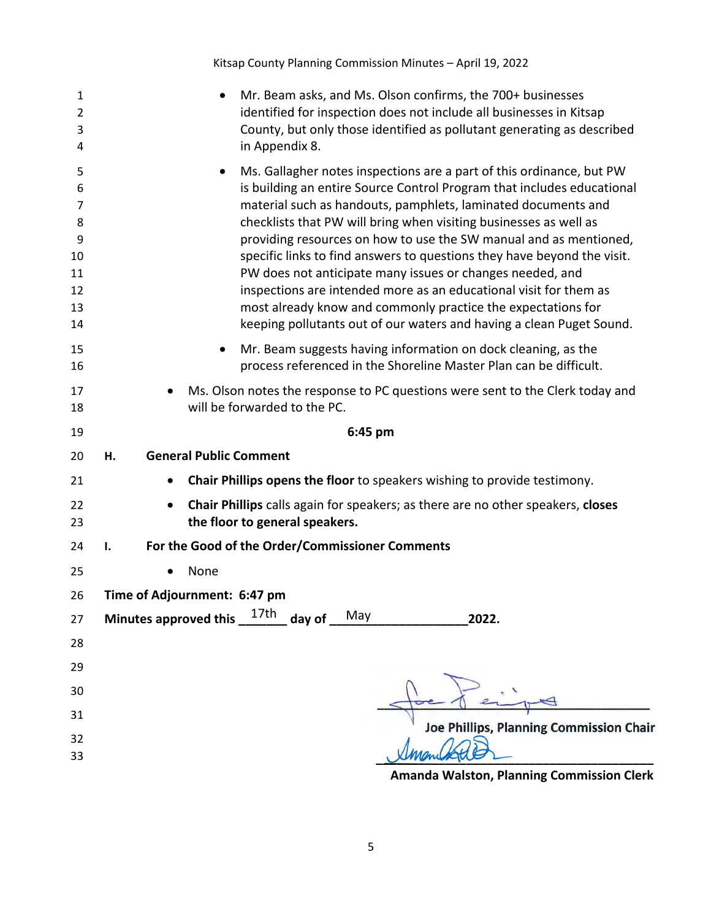- Mr. Beam asks, and Ms. Olson confirms, the 700+ businesses identified for inspection does not include all businesses in Kitsap County, but only those identified as pollutant generating as described in Appendix 8.
- Ms. Gallagher notes inspections are a part of this ordinance, but PW is building an entire Source Control Program that includes educational material such as handouts, pamphlets, laminated documents and checklists that PW will bring when visiting businesses as well as providing resources on how to use the SW manual and as mentioned, specific links to find answers to questions they have beyond the visit. PW does not anticipate many issues or changes needed, and inspections are intended more as an educational visit for them as most already know and commonly practice the expectations for keeping pollutants out of our waters and having a clean Puget Sound.
- Mr. Beam suggests having information on dock cleaning, as the process referenced in the Shoreline Master Plan can be difficult.

- Ms. Olson notes the response to PC questions were sent to the Clerk today and will be forwarded to the PC.

**6:45 pm**

**H. General Public Comment**

- **Chair Phillips opens the floor** to speakers wishing to provide testimony.
- **Chair Phillips** calls again for speakers; as there are no other speakers, **closes the floor to general speakers.**

**I. For the Good of the Order/Commissioner Comments**

- None

**Time of Adjournment: 6:47 pm**

**Minutes approved this** 17th **day of** May **2022.**

**Joe Phillips, Planning Commission Chair**

**Amanda Walston, Planning Commission Clerk**